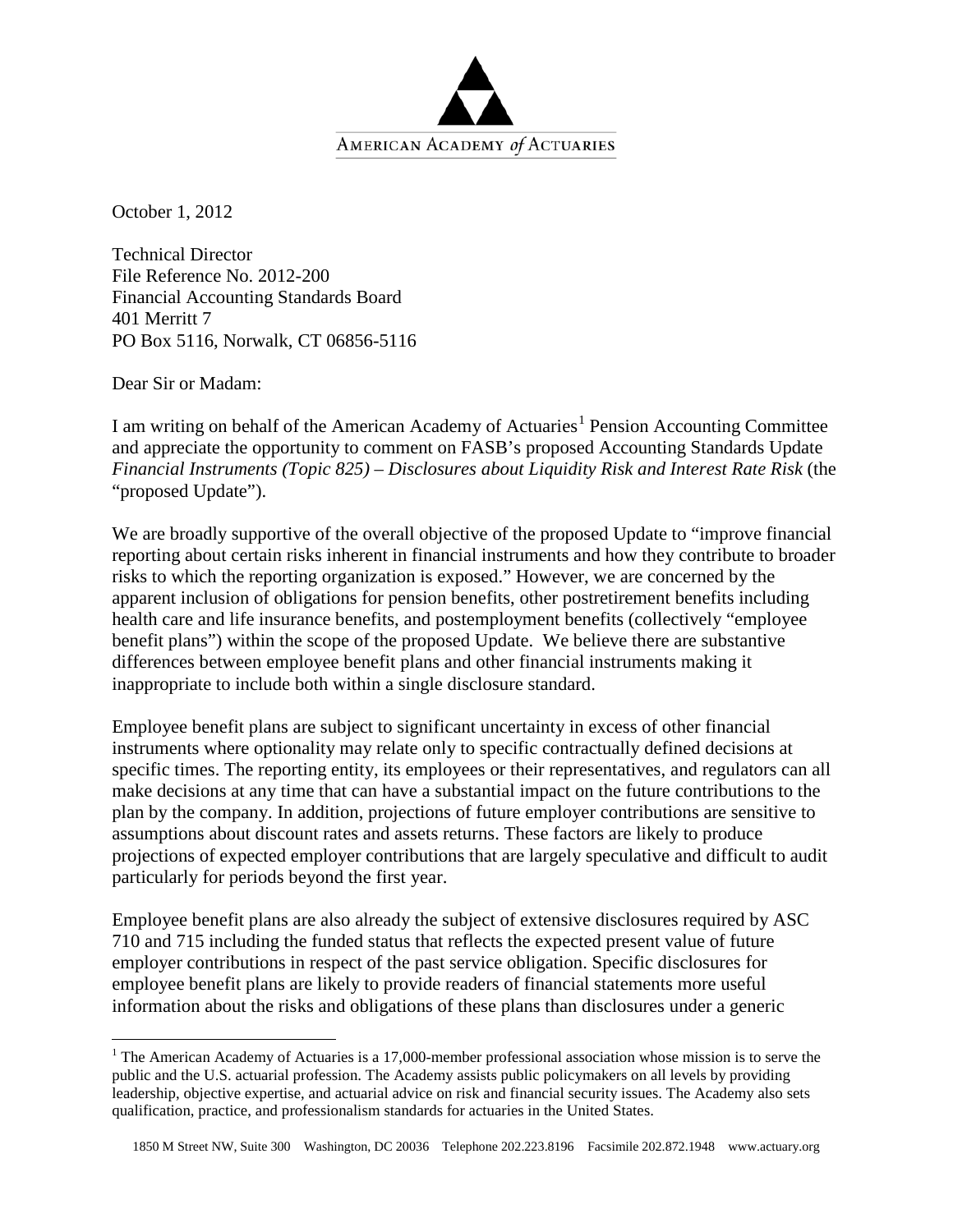AMERICAN ACADEMY *of* ACTUARIES

October 1, 2012

Technical Director
File Reference No. 2012-200
Financial Accounting Standards Board
401 Merritt 7
PO Box 5116, Norwalk, CT 06856-5116

Dear Sir or Madam:

I am writing on behalf of the American Academy of Actuaries[1] Pension Accounting Committee and appreciate the opportunity to comment on FASB's proposed Accounting Standards Update *Financial Instruments (Topic 825) – Disclosures about Liquidity Risk and Interest Rate Risk* (the "proposed Update").

We are broadly supportive of the overall objective of the proposed Update to "improve financial reporting about certain risks inherent in financial instruments and how they contribute to broader risks to which the reporting organization is exposed." However, we are concerned by the apparent inclusion of obligations for pension benefits, other postretirement benefits including health care and life insurance benefits, and postemployment benefits (collectively "employee benefit plans") within the scope of the proposed Update. We believe there are substantive differences between employee benefit plans and other financial instruments making it inappropriate to include both within a single disclosure standard.

Employee benefit plans are subject to significant uncertainty in excess of other financial instruments where optionality may relate only to specific contractually defined decisions at specific times. The reporting entity, its employees or their representatives, and regulators can all make decisions at any time that can have a substantial impact on the future contributions to the plan by the company. In addition, projections of future employer contributions are sensitive to assumptions about discount rates and assets returns. These factors are likely to produce projections of expected employer contributions that are largely speculative and difficult to audit particularly for periods beyond the first year.

Employee benefit plans are also already the subject of extensive disclosures required by ASC 710 and 715 including the funded status that reflects the expected present value of future employer contributions in respect of the past service obligation. Specific disclosures for employee benefit plans are likely to provide readers of financial statements more useful information about the risks and obligations of these plans than disclosures under a generic

[1] The American Academy of Actuaries is a 17,000-member professional association whose mission is to serve the public and the U.S. actuarial profession. The Academy assists public policymakers on all levels by providing leadership, objective expertise, and actuarial advice on risk and financial security issues. The Academy also sets qualification, practice, and professionalism standards for actuaries in the United States.

1850 M Street NW, Suite 300 Washington, DC 20036 Telephone 202.223.8196 Facsimile 202.872.1948 www.actuary.org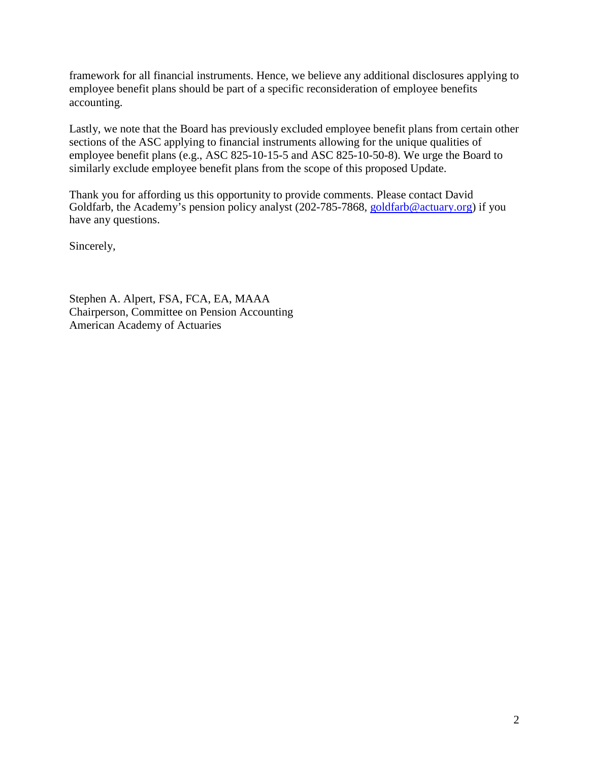framework for all financial instruments. Hence, we believe any additional disclosures applying to employee benefit plans should be part of a specific reconsideration of employee benefits accounting.

Lastly, we note that the Board has previously excluded employee benefit plans from certain other sections of the ASC applying to financial instruments allowing for the unique qualities of employee benefit plans (e.g., ASC 825-10-15-5 and ASC 825-10-50-8). We urge the Board to similarly exclude employee benefit plans from the scope of this proposed Update.

Thank you for affording us this opportunity to provide comments. Please contact David Goldfarb, the Academy's pension policy analyst (202-785-7868, goldfarb@actuary.org) if you have any questions.

Sincerely,

Stephen A. Alpert, FSA, FCA, EA, MAAA  
Chairperson, Committee on Pension Accounting  
American Academy of Actuaries